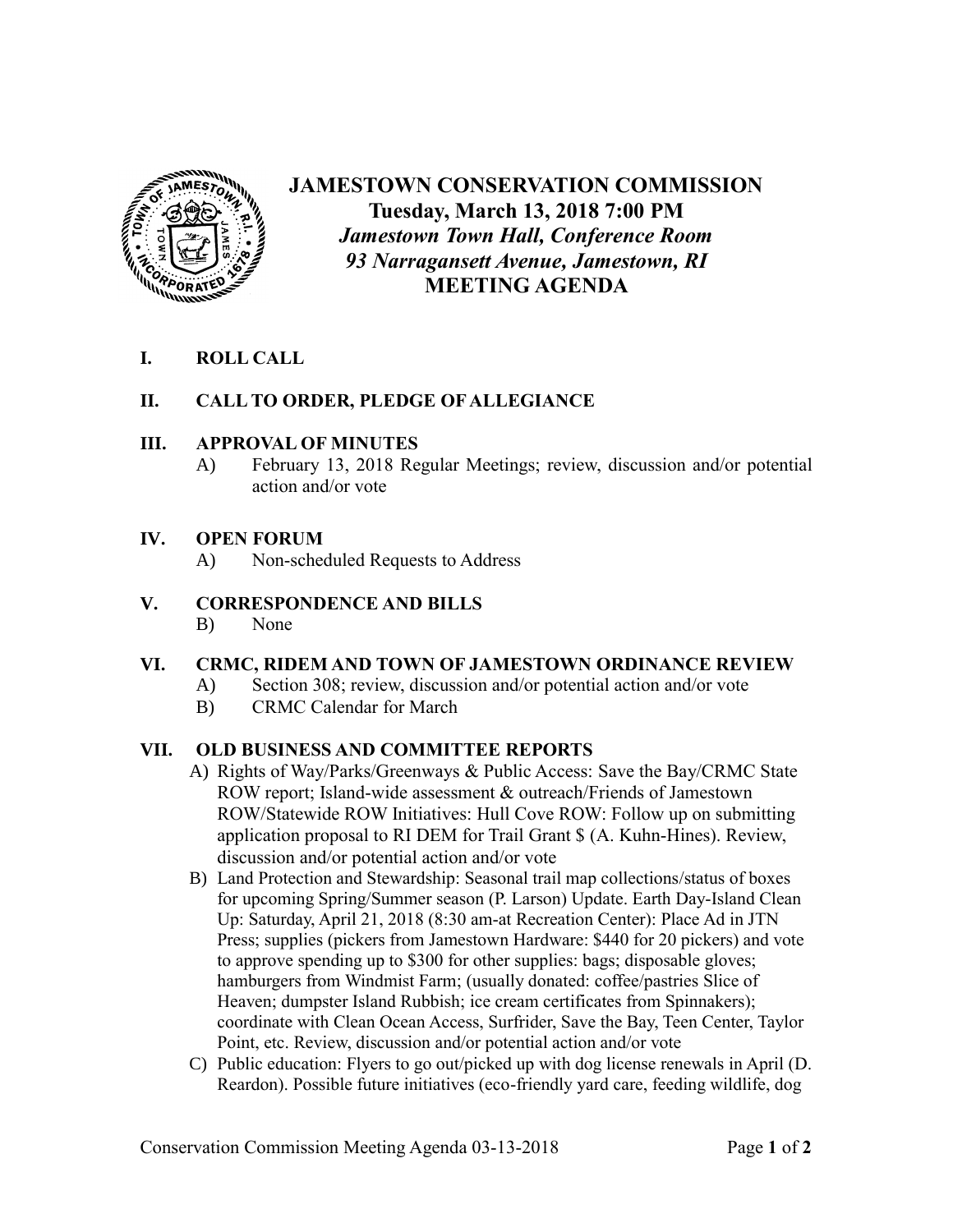# JAMESTOWN CONSERVATION COMMISSION

**Tuesday, March 13, 2018 7:00 PM**

***Jamestown Town Hall, Conference Room***

***93 Narragansett Avenue, Jamestown, RI***

**MEETING AGENDA**

**I. ROLL CALL**

**II. CALL TO ORDER, PLEDGE OF ALLEGIANCE**

**III. APPROVAL OF MINUTES**

A) February 13, 2018 Regular Meetings; review, discussion and/or potential action and/or vote

**IV. OPEN FORUM**

A) Non-scheduled Requests to Address

**V. CORRESPONDENCE AND BILLS**

B) None

**VI. CRMC, RIDEM AND TOWN OF JAMESTOWN ORDINANCE REVIEW**

A) Section 308; review, discussion and/or potential action and/or vote

B) CRMC Calendar for March

**VII. OLD BUSINESS AND COMMITTEE REPORTS**

A) Rights of Way/Parks/Greenways & Public Access: Save the Bay/CRMC State ROW report; Island-wide assessment & outreach/Friends of Jamestown ROW/Statewide ROW Initiatives: Hull Cove ROW: Follow up on submitting application proposal to RI DEM for Trail Grant $ (A. Kuhn-Hines). Review, discussion and/or potential action and/or vote

B) Land Protection and Stewardship: Seasonal trail map collections/status of boxes for upcoming Spring/Summer season (P. Larson) Update. Earth Day-Island Clean Up: Saturday, April 21, 2018 (8:30 am-at Recreation Center): Place Ad in JTN Press; supplies (pickers from Jamestown Hardware: $440 for 20 pickers) and vote to approve spending up to $300 for other supplies: bags; disposable gloves; hamburgers from Windmist Farm; (usually donated: coffee/pastries Slice of Heaven; dumpster Island Rubbish; ice cream certificates from Spinnakers); coordinate with Clean Ocean Access, Surfrider, Save the Bay, Teen Center, Taylor Point, etc. Review, discussion and/or potential action and/or vote

C) Public education: Flyers to go out/picked up with dog license renewals in April (D. Reardon). Possible future initiatives (eco-friendly yard care, feeding wildlife, dog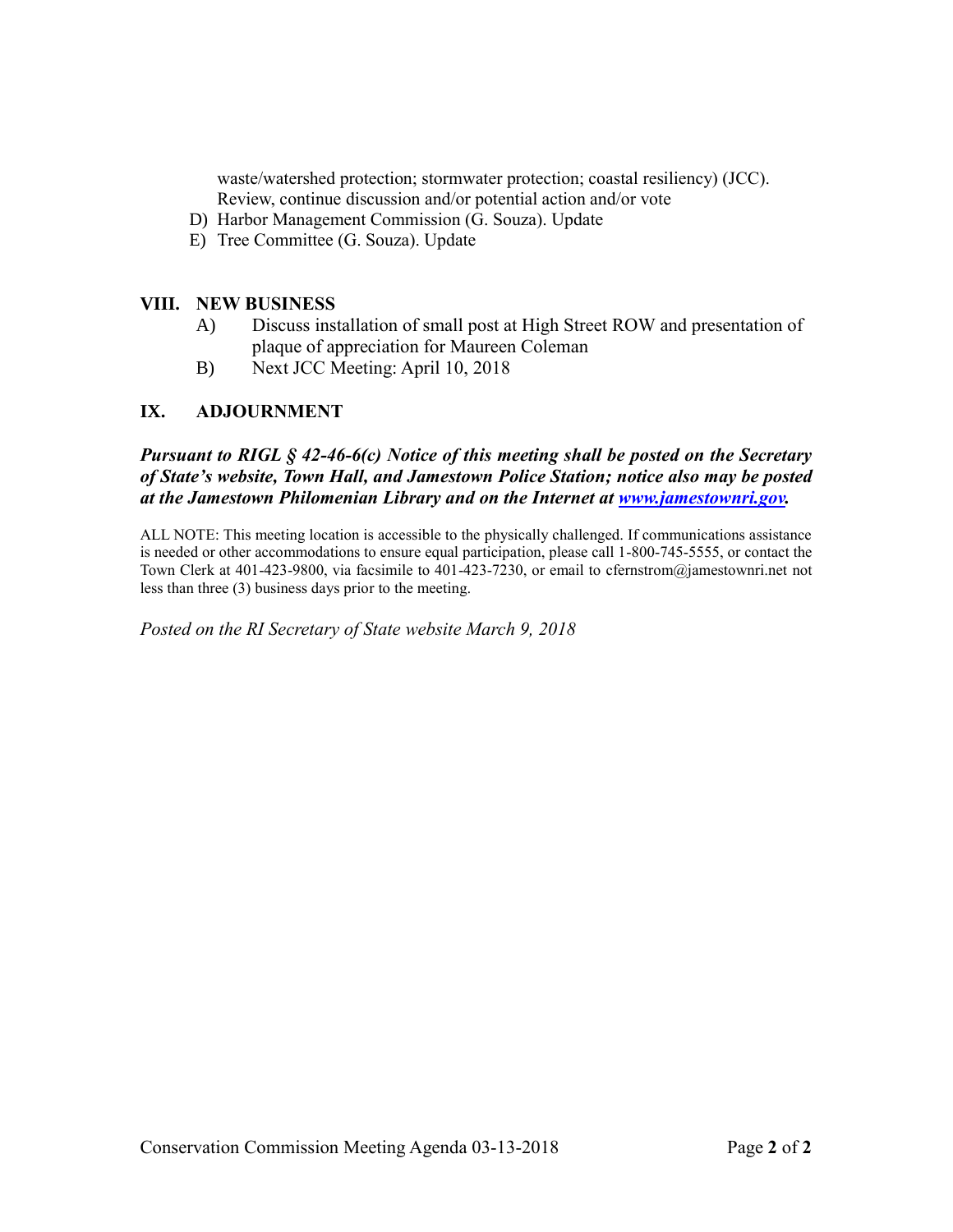waste/watershed protection; stormwater protection; coastal resiliency) (JCC). Review, continue discussion and/or potential action and/or vote

D) Harbor Management Commission (G. Souza). Update

E) Tree Committee (G. Souza). Update

## VIII. NEW BUSINESS

A) Discuss installation of small post at High Street ROW and presentation of plaque of appreciation for Maureen Coleman

B) Next JCC Meeting: April 10, 2018

## IX. ADJOURNMENT

***Pursuant to RIGL § 42-46-6(c) Notice of this meeting shall be posted on the Secretary of State's website, Town Hall, and Jamestown Police Station; notice also may be posted at the Jamestown Philomenian Library and on the Internet at [www.jamestownri.gov](www.jamestownri.gov).***

ALL NOTE: This meeting location is accessible to the physically challenged. If communications assistance is needed or other accommodations to ensure equal participation, please call 1-800-745-5555, or contact the Town Clerk at 401-423-9800, via facsimile to 401-423-7230, or email to cfernstrom@jamestownri.net not less than three (3) business days prior to the meeting.

*Posted on the RI Secretary of State website March 9, 2018*